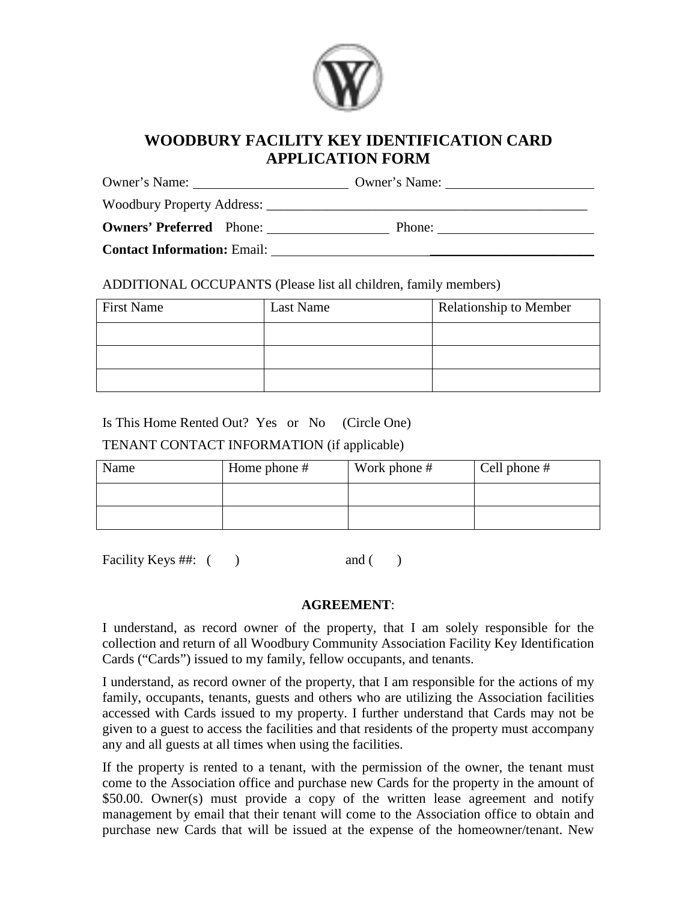# WOODBURY FACILITY KEY IDENTIFICATION CARD APPLICATION FORM

Owner's Name: ______________________ Owner's Name: ______________________

Woodbury Property Address: ________________________________________________

**Owners' Preferred** Phone: __________________ Phone: ______________________

**Contact Information:** Email: ________________________________________________

ADDITIONAL OCCUPANTS (Please list all children, family members)

| First Name | Last Name | Relationship to Member |
|---|---|---|
| | | |
| | | |
| | | |

Is This Home Rented Out? Yes or No (Circle One)

TENANT CONTACT INFORMATION (if applicable)

| Name | Home phone # | Work phone # | Cell phone # |
|---|---|---|---|
| | | | |
| | | | |

Facility Keys ##: ( ) and ( )

**AGREEMENT**:

I understand, as record owner of the property, that I am solely responsible for the collection and return of all Woodbury Community Association Facility Key Identification Cards ("Cards") issued to my family, fellow occupants, and tenants.

I understand, as record owner of the property, that I am responsible for the actions of my family, occupants, tenants, guests and others who are utilizing the Association facilities accessed with Cards issued to my property. I further understand that Cards may not be given to a guest to access the facilities and that residents of the property must accompany any and all guests at all times when using the facilities.

If the property is rented to a tenant, with the permission of the owner, the tenant must come to the Association office and purchase new Cards for the property in the amount of $50.00. Owner(s) must provide a copy of the written lease agreement and notify management by email that their tenant will come to the Association office to obtain and purchase new Cards that will be issued at the expense of the homeowner/tenant. New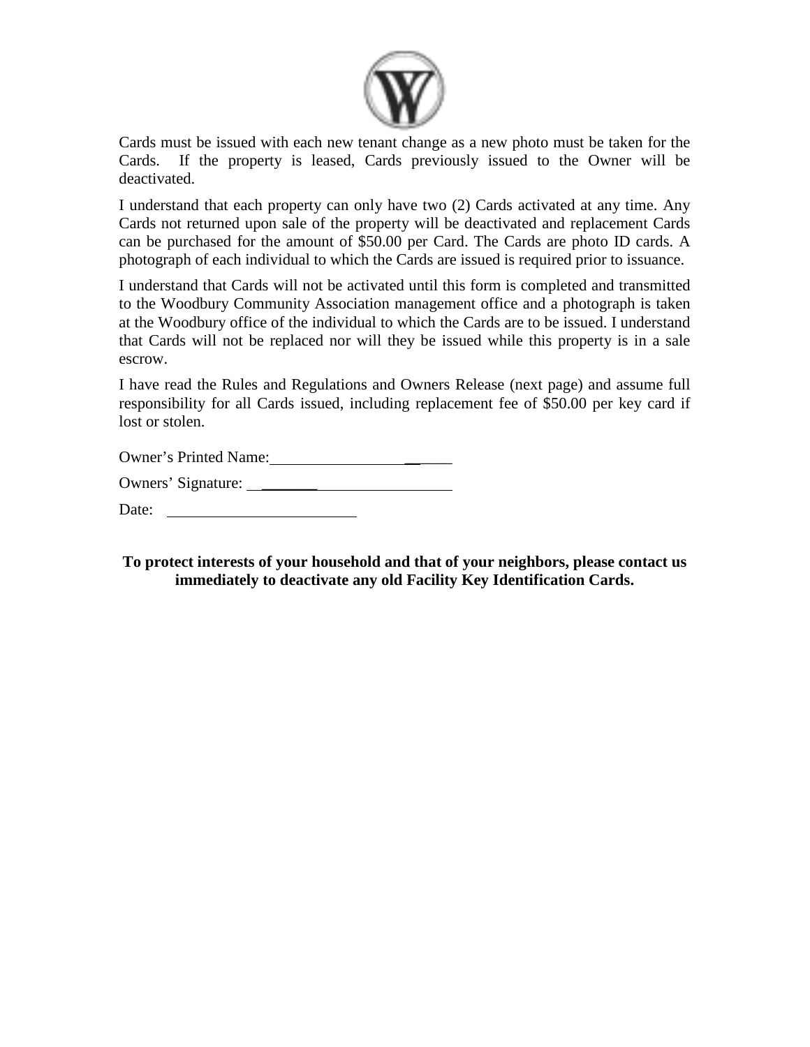Cards must be issued with each new tenant change as a new photo must be taken for the Cards. If the property is leased, Cards previously issued to the Owner will be deactivated.

I understand that each property can only have two (2) Cards activated at any time. Any Cards not returned upon sale of the property will be deactivated and replacement Cards can be purchased for the amount of $50.00 per Card. The Cards are photo ID cards. A photograph of each individual to which the Cards are issued is required prior to issuance.

I understand that Cards will not be activated until this form is completed and transmitted to the Woodbury Community Association management office and a photograph is taken at the Woodbury office of the individual to which the Cards are to be issued. I understand that Cards will not be replaced nor will they be issued while this property is in a sale escrow.

I have read the Rules and Regulations and Owners Release (next page) and assume full responsibility for all Cards issued, including replacement fee of $50.00 per key card if lost or stolen.

Owner's Printed Name: ____________________________

Owners' Signature: ____________________________

Date: ______________________

**To protect interests of your household and that of your neighbors, please contact us immediately to deactivate any old Facility Key Identification Cards.**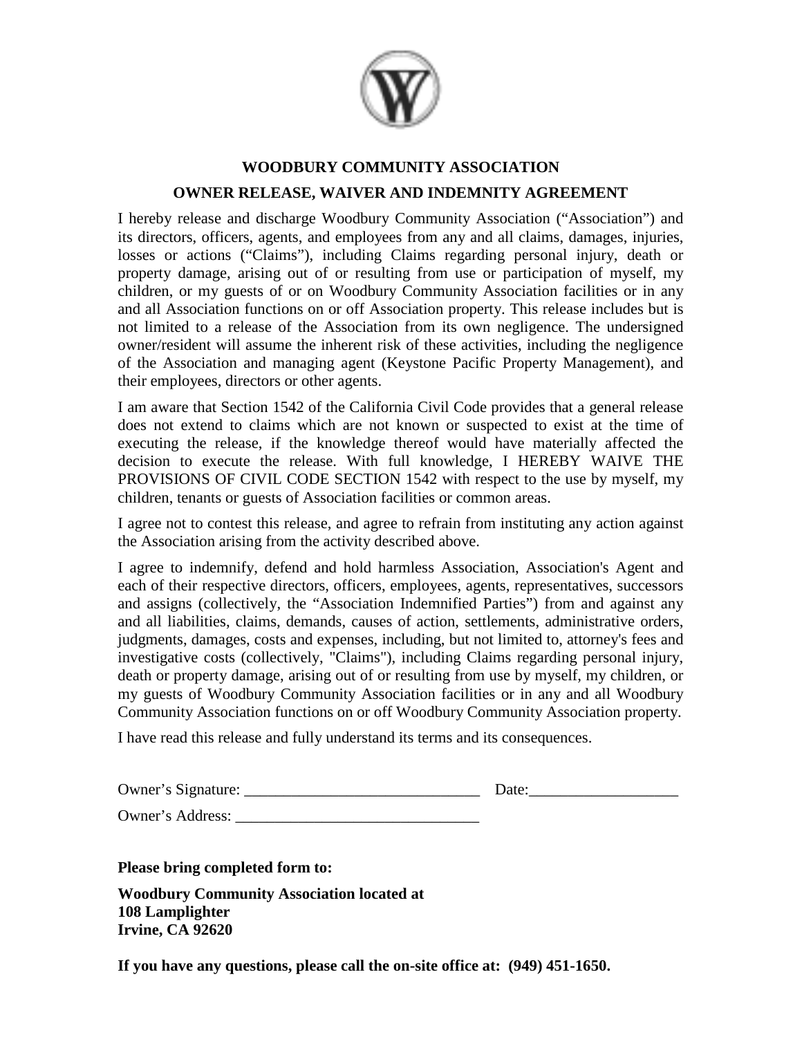# WOODBURY COMMUNITY ASSOCIATION

## OWNER RELEASE, WAIVER AND INDEMNITY AGREEMENT

I hereby release and discharge Woodbury Community Association ("Association") and its directors, officers, agents, and employees from any and all claims, damages, injuries, losses or actions ("Claims"), including Claims regarding personal injury, death or property damage, arising out of or resulting from use or participation of myself, my children, or my guests of or on Woodbury Community Association facilities or in any and all Association functions on or off Association property. This release includes but is not limited to a release of the Association from its own negligence. The undersigned owner/resident will assume the inherent risk of these activities, including the negligence of the Association and managing agent (Keystone Pacific Property Management), and their employees, directors or other agents.

I am aware that Section 1542 of the California Civil Code provides that a general release does not extend to claims which are not known or suspected to exist at the time of executing the release, if the knowledge thereof would have materially affected the decision to execute the release. With full knowledge, I HEREBY WAIVE THE PROVISIONS OF CIVIL CODE SECTION 1542 with respect to the use by myself, my children, tenants or guests of Association facilities or common areas.

I agree not to contest this release, and agree to refrain from instituting any action against the Association arising from the activity described above.

I agree to indemnify, defend and hold harmless Association, Association's Agent and each of their respective directors, officers, employees, agents, representatives, successors and assigns (collectively, the "Association Indemnified Parties") from and against any and all liabilities, claims, demands, causes of action, settlements, administrative orders, judgments, damages, costs and expenses, including, but not limited to, attorney's fees and investigative costs (collectively, "Claims"), including Claims regarding personal injury, death or property damage, arising out of or resulting from use by myself, my children, or my guests of Woodbury Community Association facilities or in any and all Woodbury Community Association functions on or off Woodbury Community Association property.

I have read this release and fully understand its terms and its consequences.

Owner's Signature: ______________________________ Date:___________________

Owner's Address: _______________________________

**Please bring completed form to:**

**Woodbury Community Association located at**
**108 Lamplighter**
**Irvine, CA 92620**

**If you have any questions, please call the on-site office at: (949) 451-1650.**